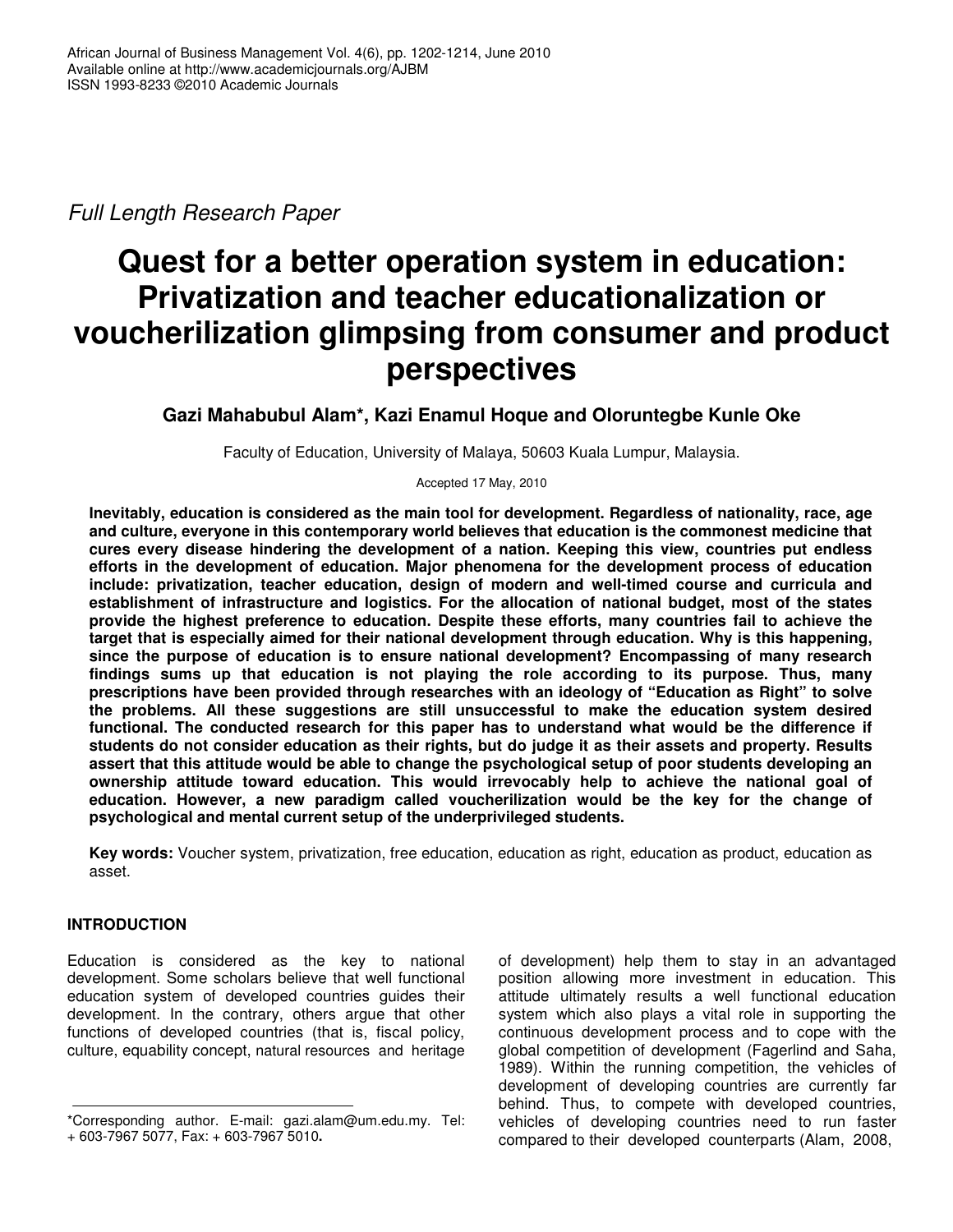*Full Length Research Paper*

# Quest for a better operation system in education: Privatization and teacher educationalization or voucherilization glimpsing from consumer and product perspectives

**Gazi Mahabubul Alam\*, Kazi Enamul Hoque and Oloruntegbe Kunle Oke**

Faculty of Education, University of Malaya, 50603 Kuala Lumpur, Malaysia.

Accepted 17 May, 2010

**Inevitably, education is considered as the main tool for development. Regardless of nationality, race, age and culture, everyone in this contemporary world believes that education is the commonest medicine that cures every disease hindering the development of a nation. Keeping this view, countries put endless efforts in the development of education. Major phenomena for the development process of education include: privatization, teacher education, design of modern and well-timed course and curricula and establishment of infrastructure and logistics. For the allocation of national budget, most of the states provide the highest preference to education. Despite these efforts, many countries fail to achieve the target that is especially aimed for their national development through education. Why is this happening, since the purpose of education is to ensure national development? Encompassing of many research findings sums up that education is not playing the role according to its purpose. Thus, many prescriptions have been provided through researches with an ideology of "Education as Right" to solve the problems. All these suggestions are still unsuccessful to make the education system desired functional. The conducted research for this paper has to understand what would be the difference if students do not consider education as their rights, but do judge it as their assets and property. Results assert that this attitude would be able to change the psychological setup of poor students developing an ownership attitude toward education. This would irrevocably help to achieve the national goal of education. However, a new paradigm called voucherilization would be the key for the change of psychological and mental current setup of the underprivileged students.**

**Key words:** Voucher system, privatization, free education, education as right, education as product, education as asset.

## INTRODUCTION

Education is considered as the key to national development. Some scholars believe that well functional education system of developed countries guides their development. In the contrary, others argue that other functions of developed countries (that is, fiscal policy, culture, equability concept, natural resources and heritage of development) help them to stay in an advantaged position allowing more investment in education. This attitude ultimately results a well functional education system which also plays a vital role in supporting the continuous development process and to cope with the global competition of development (Fagerlind and Saha, 1989). Within the running competition, the vehicles of development of developing countries are currently far behind. Thus, to compete with developed countries, vehicles of developing countries need to run faster compared to their developed counterparts (Alam, 2008,

\*Corresponding author. E-mail: gazi.alam@um.edu.my. Tel: + 603-7967 5077, Fax: + 603-7967 5010.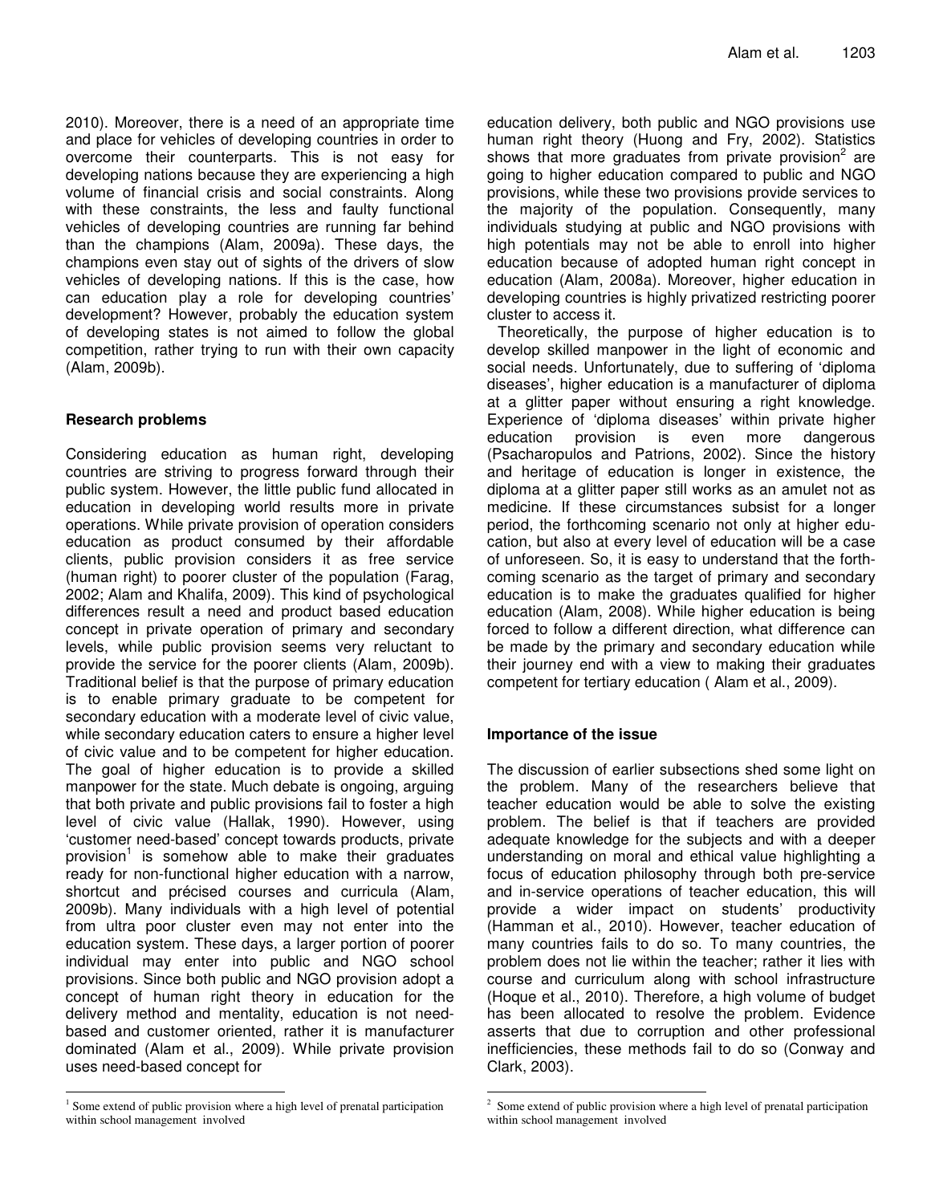2010). Moreover, there is a need of an appropriate time and place for vehicles of developing countries in order to overcome their counterparts. This is not easy for developing nations because they are experiencing a high volume of financial crisis and social constraints. Along with these constraints, the less and faulty functional vehicles of developing countries are running far behind than the champions (Alam, 2009a). These days, the champions even stay out of sights of the drivers of slow vehicles of developing nations. If this is the case, how can education play a role for developing countries' development? However, probably the education system of developing states is not aimed to follow the global competition, rather trying to run with their own capacity (Alam, 2009b).

### Research problems

Considering education as human right, developing countries are striving to progress forward through their public system. However, the little public fund allocated in education in developing world results more in private operations. While private provision of operation considers education as product consumed by their affordable clients, public provision considers it as free service (human right) to poorer cluster of the population (Farag, 2002; Alam and Khalifa, 2009). This kind of psychological differences result a need and product based education concept in private operation of primary and secondary levels, while public provision seems very reluctant to provide the service for the poorer clients (Alam, 2009b). Traditional belief is that the purpose of primary education is to enable primary graduate to be competent for secondary education with a moderate level of civic value, while secondary education caters to ensure a higher level of civic value and to be competent for higher education. The goal of higher education is to provide a skilled manpower for the state. Much debate is ongoing, arguing that both private and public provisions fail to foster a high level of civic value (Hallak, 1990). However, using 'customer need-based' concept towards products, private provision[1] is somehow able to make their graduates ready for non-functional higher education with a narrow, shortcut and précised courses and curricula (Alam, 2009b). Many individuals with a high level of potential from ultra poor cluster even may not enter into the education system. These days, a larger portion of poorer individual may enter into public and NGO school provisions. Since both public and NGO provision adopt a concept of human right theory in education for the delivery method and mentality, education is not need-based and customer oriented, rather it is manufacturer dominated (Alam et al., 2009). While private provision uses need-based concept for education delivery, both public and NGO provisions use human right theory (Huong and Fry, 2002). Statistics shows that more graduates from private provision[2] are going to higher education compared to public and NGO provisions, while these two provisions provide services to the majority of the population. Consequently, many individuals studying at public and NGO provisions with high potentials may not be able to enroll into higher education because of adopted human right concept in education (Alam, 2008a). Moreover, higher education in developing countries is highly privatized restricting poorer cluster to access it.

Theoretically, the purpose of higher education is to develop skilled manpower in the light of economic and social needs. Unfortunately, due to suffering of 'diploma diseases', higher education is a manufacturer of diploma at a glitter paper without ensuring a right knowledge. Experience of 'diploma diseases' within private higher education provision is even more dangerous (Psacharopulos and Patrions, 2002). Since the history and heritage of education is longer in existence, the diploma at a glitter paper still works as an amulet not as medicine. If these circumstances subsist for a longer period, the forthcoming scenario not only at higher education, but also at every level of education will be a case of unforeseen. So, it is easy to understand that the forthcoming scenario as the target of primary and secondary education is to make the graduates qualified for higher education (Alam, 2008). While higher education is being forced to follow a different direction, what difference can be made by the primary and secondary education while their journey end with a view to making their graduates competent for tertiary education ( Alam et al., 2009).

### Importance of the issue

The discussion of earlier subsections shed some light on the problem. Many of the researchers believe that teacher education would be able to solve the existing problem. The belief is that if teachers are provided adequate knowledge for the subjects and with a deeper understanding on moral and ethical value highlighting a focus of education philosophy through both pre-service and in-service operations of teacher education, this will provide a wider impact on students' productivity (Hamman et al., 2010). However, teacher education of many countries fails to do so. To many countries, the problem does not lie within the teacher; rather it lies with course and curriculum along with school infrastructure (Hoque et al., 2010). Therefore, a high volume of budget has been allocated to resolve the problem. Evidence asserts that due to corruption and other professional inefficiencies, these methods fail to do so (Conway and Clark, 2003).

---

[1] Some extend of public provision where a high level of prenatal participation within school management involved

[2] Some extend of public provision where a high level of prenatal participation within school management involved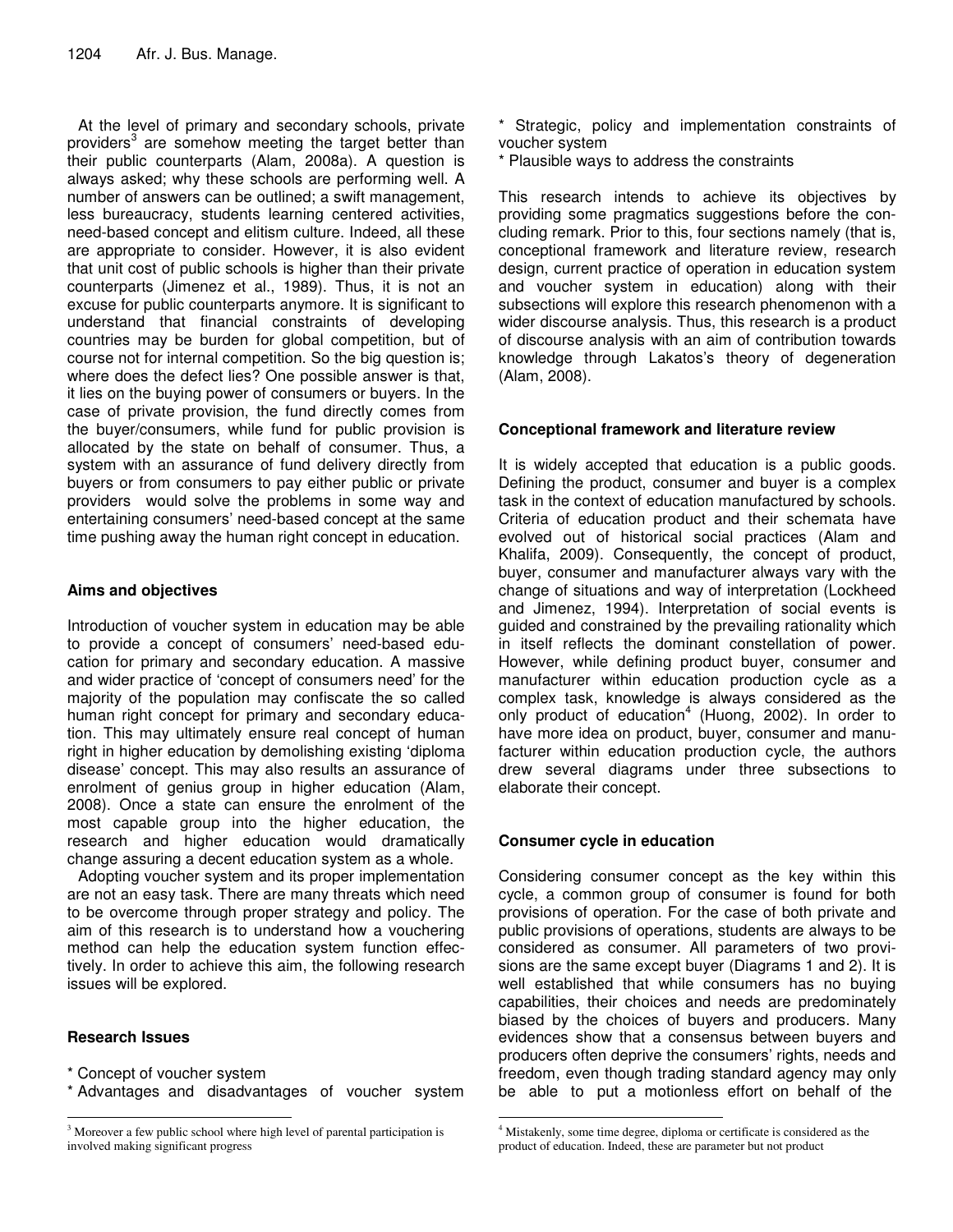At the level of primary and secondary schools, private providers[3] are somehow meeting the target better than their public counterparts (Alam, 2008a). A question is always asked; why these schools are performing well. A number of answers can be outlined; a swift management, less bureaucracy, students learning centered activities, need-based concept and elitism culture. Indeed, all these are appropriate to consider. However, it is also evident that unit cost of public schools is higher than their private counterparts (Jimenez et al., 1989). Thus, it is not an excuse for public counterparts anymore. It is significant to understand that financial constraints of developing countries may be burden for global competition, but of course not for internal competition. So the big question is; where does the defect lies? One possible answer is that, it lies on the buying power of consumers or buyers. In the case of private provision, the fund directly comes from the buyer/consumers, while fund for public provision is allocated by the state on behalf of consumer. Thus, a system with an assurance of fund delivery directly from buyers or from consumers to pay either public or private providers would solve the problems in some way and entertaining consumers' need-based concept at the same time pushing away the human right concept in education.

## Aims and objectives

Introduction of voucher system in education may be able to provide a concept of consumers' need-based education for primary and secondary education. A massive and wider practice of 'concept of consumers need' for the majority of the population may confiscate the so called human right concept for primary and secondary education. This may ultimately ensure real concept of human right in higher education by demolishing existing 'diploma disease' concept. This may also results an assurance of enrolment of genius group in higher education (Alam, 2008). Once a state can ensure the enrolment of the most capable group into the higher education, the research and higher education would dramatically change assuring a decent education system as a whole.

Adopting voucher system and its proper implementation are not an easy task. There are many threats which need to be overcome through proper strategy and policy. The aim of this research is to understand how a vouchering method can help the education system function effectively. In order to achieve this aim, the following research issues will be explored.

## Research Issues

* Concept of voucher system
* Advantages and disadvantages of voucher system
* Strategic, policy and implementation constraints of voucher system
* Plausible ways to address the constraints

This research intends to achieve its objectives by providing some pragmatics suggestions before the concluding remark. Prior to this, four sections namely (that is, conceptional framework and literature review, research design, current practice of operation in education system and voucher system in education) along with their subsections will explore this research phenomenon with a wider discourse analysis. Thus, this research is a product of discourse analysis with an aim of contribution towards knowledge through Lakatos's theory of degeneration (Alam, 2008).

## Conceptional framework and literature review

It is widely accepted that education is a public goods. Defining the product, consumer and buyer is a complex task in the context of education manufactured by schools. Criteria of education product and their schemata have evolved out of historical social practices (Alam and Khalifa, 2009). Consequently, the concept of product, buyer, consumer and manufacturer always vary with the change of situations and way of interpretation (Lockheed and Jimenez, 1994). Interpretation of social events is guided and constrained by the prevailing rationality which in itself reflects the dominant constellation of power. However, while defining product buyer, consumer and manufacturer within education production cycle as a complex task, knowledge is always considered as the only product of education[4] (Huong, 2002). In order to have more idea on product, buyer, consumer and manufacturer within education production cycle, the authors drew several diagrams under three subsections to elaborate their concept.

## Consumer cycle in education

Considering consumer concept as the key within this cycle, a common group of consumer is found for both provisions of operation. For the case of both private and public provisions of operations, students are always to be considered as consumer. All parameters of two provisions are the same except buyer (Diagrams 1 and 2). It is well established that while consumers has no buying capabilities, their choices and needs are predominately biased by the choices of buyers and producers. Many evidences show that a consensus between buyers and producers often deprive the consumers' rights, needs and freedom, even though trading standard agency may only be able to put a motionless effort on behalf of the

---

[3] Moreover a few public school where high level of parental participation is involved making significant progress

[4] Mistakenly, some time degree, diploma or certificate is considered as the product of education. Indeed, these are parameter but not product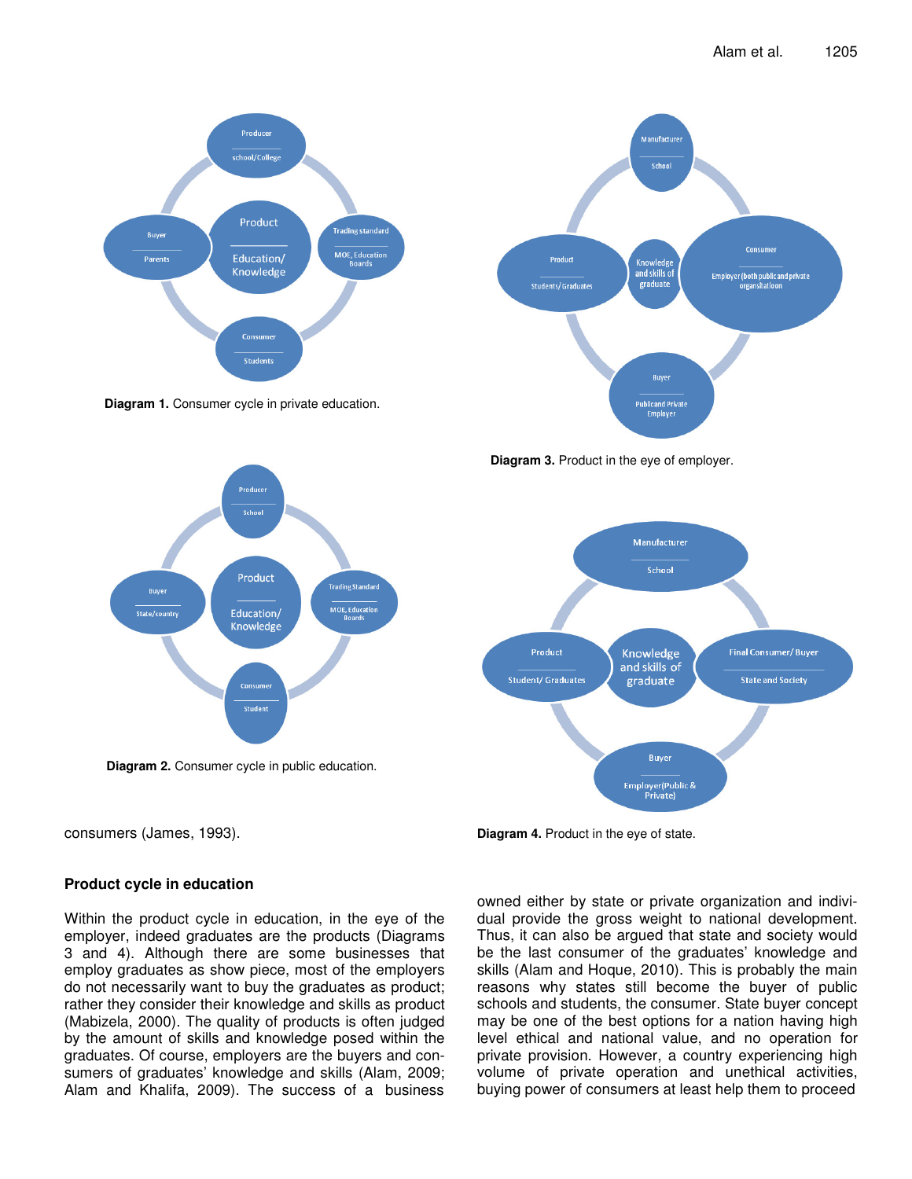Diagram 1. Consumer cycle in private education.

Diagram 2. Consumer cycle in public education.

Diagram 3. Product in the eye of employer.

Diagram 4. Product in the eye of state.

consumers (James, 1993).

## Product cycle in education

Within the product cycle in education, in the eye of the employer, indeed graduates are the products (Diagrams 3 and 4). Although there are some businesses that employ graduates as show piece, most of the employers do not necessarily want to buy the graduates as product; rather they consider their knowledge and skills as product (Mabizela, 2000). The quality of products is often judged by the amount of skills and knowledge posed within the graduates. Of course, employers are the buyers and consumers of graduates' knowledge and skills (Alam, 2009; Alam and Khalifa, 2009). The success of a business owned either by state or private organization and individual provide the gross weight to national development. Thus, it can also be argued that state and society would be the last consumer of the graduates' knowledge and skills (Alam and Hoque, 2010). This is probably the main reasons why states still become the buyer of public schools and students, the consumer. State buyer concept may be one of the best options for a nation having high level ethical and national value, and no operation for private provision. However, a country experiencing high volume of private operation and unethical activities, buying power of consumers at least help them to proceed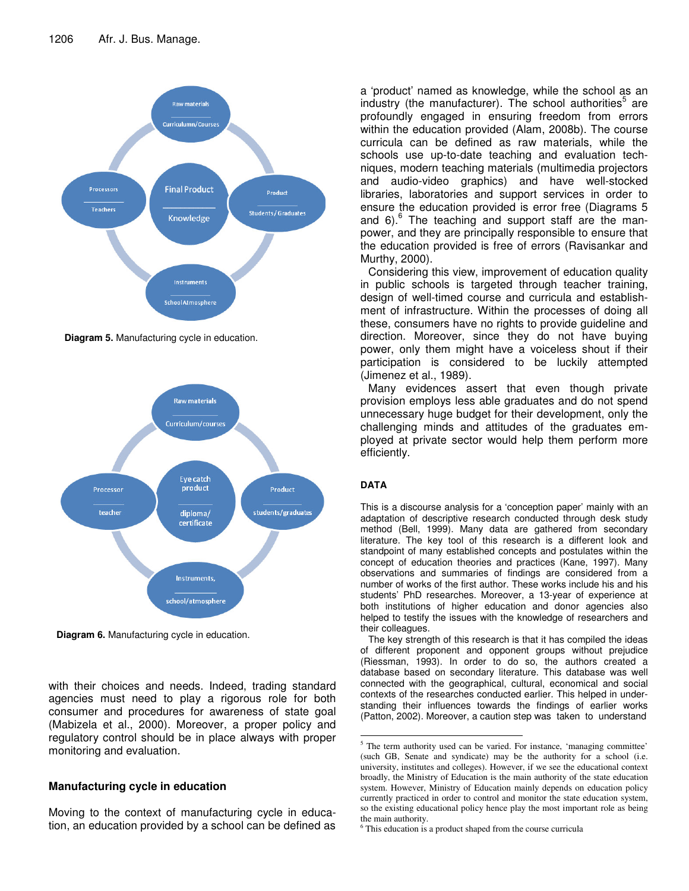**Diagram 5.** Manufacturing cycle in education.

**Diagram 6.** Manufacturing cycle in education.

with their choices and needs. Indeed, trading standard agencies must need to play a rigorous role for both consumer and procedures for awareness of state goal (Mabizela et al., 2000). Moreover, a proper policy and regulatory control should be in place always with proper monitoring and evaluation.

## Manufacturing cycle in education

Moving to the context of manufacturing cycle in education, an education provided by a school can be defined as a 'product' named as knowledge, while the school as an industry (the manufacturer). The school authorities[5] are profoundly engaged in ensuring freedom from errors within the education provided (Alam, 2008b). The course curricula can be defined as raw materials, while the schools use up-to-date teaching and evaluation techniques, modern teaching materials (multimedia projectors and audio-video graphics) and have well-stocked libraries, laboratories and support services in order to ensure the education provided is error free (Diagrams 5 and 6).[6] The teaching and support staff are the man-power, and they are principally responsible to ensure that the education provided is free of errors (Ravisankar and Murthy, 2000).

Considering this view, improvement of education quality in public schools is targeted through teacher training, design of well-timed course and curricula and establishment of infrastructure. Within the processes of doing all these, consumers have no rights to provide guideline and direction. Moreover, since they do not have buying power, only them might have a voiceless shout if their participation is considered to be luckily attempted (Jimenez et al., 1989).

Many evidences assert that even though private provision employs less able graduates and do not spend unnecessary huge budget for their development, only the challenging minds and attitudes of the graduates employed at private sector would help them perform more efficiently.

## DATA

This is a discourse analysis for a 'conception paper' mainly with an adaptation of descriptive research conducted through desk study method (Bell, 1999). Many data are gathered from secondary literature. The key tool of this research is a different look and standpoint of many established concepts and postulates within the concept of education theories and practices (Kane, 1997). Many observations and summaries of findings are considered from a number of works of the first author. These works include his and his students' PhD researches. Moreover, a 13-year of experience at both institutions of higher education and donor agencies also helped to testify the issues with the knowledge of researchers and their colleagues.

The key strength of this research is that it has compiled the ideas of different proponent and opponent groups without prejudice (Riessman, 1993). In order to do so, the authors created a database based on secondary literature. This database was well connected with the geographical, cultural, economical and social contexts of the researches conducted earlier. This helped in understanding their influences towards the findings of earlier works (Patton, 2002). Moreover, a caution step was taken to understand

---

[5] The term authority used can be varied. For instance, 'managing committee' (such GB, Senate and syndicate) may be the authority for a school (i.e. university, institutes and colleges). However, if we see the educational context broadly, the Ministry of Education is the main authority of the state education system. However, Ministry of Education mainly depends on education policy currently practiced in order to control and monitor the state education system, so the existing educational policy hence play the most important role as being the main authority.

[6] This education is a product shaped from the course curricula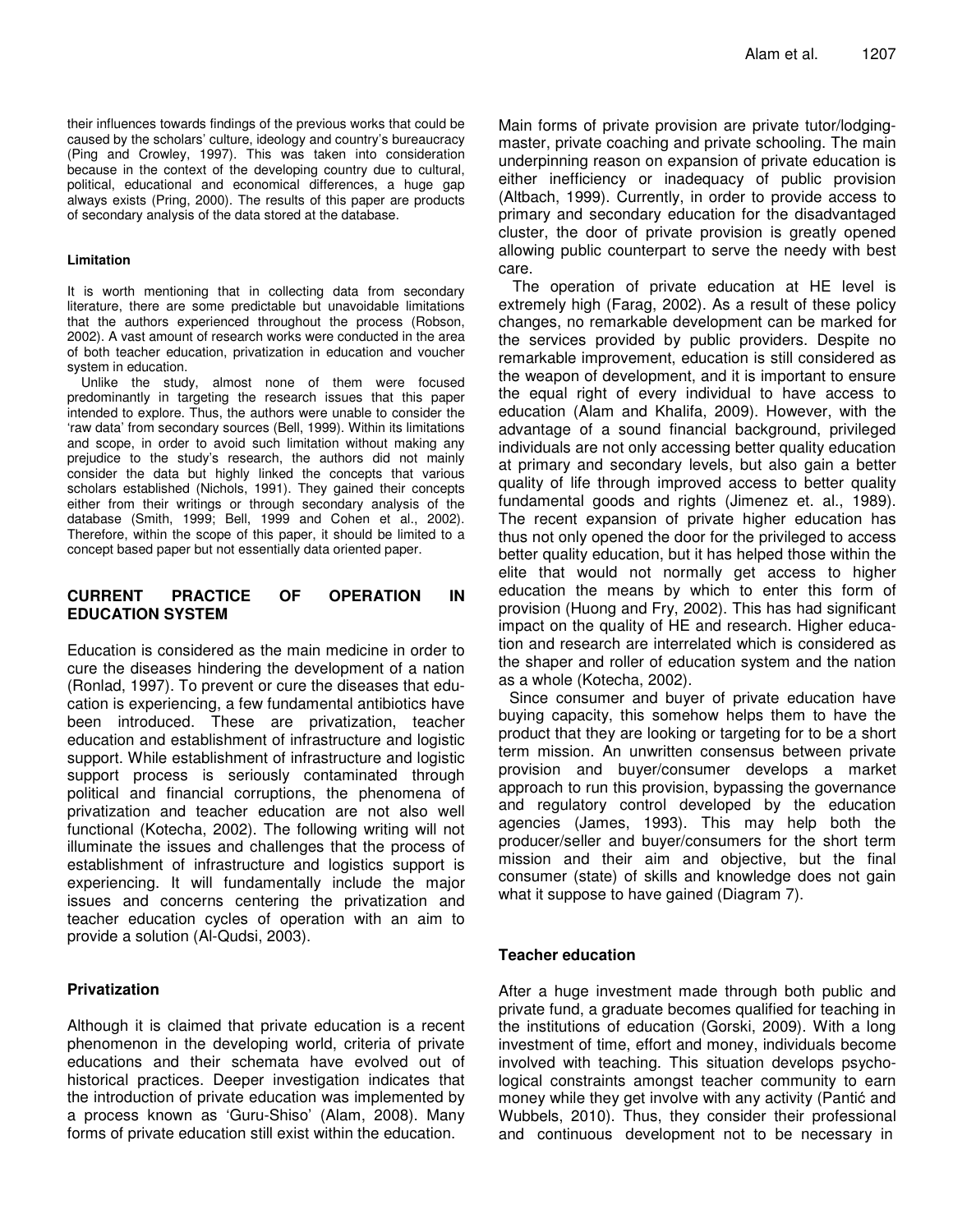their influences towards findings of the previous works that could be caused by the scholars' culture, ideology and country's bureaucracy (Ping and Crowley, 1997). This was taken into consideration because in the context of the developing country due to cultural, political, educational and economical differences, a huge gap always exists (Pring, 2000). The results of this paper are products of secondary analysis of the data stored at the database.

#### Limitation

It is worth mentioning that in collecting data from secondary literature, there are some predictable but unavoidable limitations that the authors experienced throughout the process (Robson, 2002). A vast amount of research works were conducted in the area of both teacher education, privatization in education and voucher system in education.

Unlike the study, almost none of them were focused predominantly in targeting the research issues that this paper intended to explore. Thus, the authors were unable to consider the 'raw data' from secondary sources (Bell, 1999). Within its limitations and scope, in order to avoid such limitation without making any prejudice to the study's research, the authors did not mainly consider the data but highly linked the concepts that various scholars established (Nichols, 1991). They gained their concepts either from their writings or through secondary analysis of the database (Smith, 1999; Bell, 1999 and Cohen et al., 2002). Therefore, within the scope of this paper, it should be limited to a concept based paper but not essentially data oriented paper.

## CURRENT PRACTICE OF OPERATION IN EDUCATION SYSTEM

Education is considered as the main medicine in order to cure the diseases hindering the development of a nation (Ronlad, 1997). To prevent or cure the diseases that education is experiencing, a few fundamental antibiotics have been introduced. These are privatization, teacher education and establishment of infrastructure and logistic support. While establishment of infrastructure and logistic support process is seriously contaminated through political and financial corruptions, the phenomena of privatization and teacher education are not also well functional (Kotecha, 2002). The following writing will not illuminate the issues and challenges that the process of establishment of infrastructure and logistics support is experiencing. It will fundamentally include the major issues and concerns centering the privatization and teacher education cycles of operation with an aim to provide a solution (Al-Qudsi, 2003).

### Privatization

Although it is claimed that private education is a recent phenomenon in the developing world, criteria of private educations and their schemata have evolved out of historical practices. Deeper investigation indicates that the introduction of private education was implemented by a process known as 'Guru-Shiso' (Alam, 2008). Many forms of private education still exist within the education.

Main forms of private provision are private tutor/lodging-master, private coaching and private schooling. The main underpinning reason on expansion of private education is either inefficiency or inadequacy of public provision (Altbach, 1999). Currently, in order to provide access to primary and secondary education for the disadvantaged cluster, the door of private provision is greatly opened allowing public counterpart to serve the needy with best care.

The operation of private education at HE level is extremely high (Farag, 2002). As a result of these policy changes, no remarkable development can be marked for the services provided by public providers. Despite no remarkable improvement, education is still considered as the weapon of development, and it is important to ensure the equal right of every individual to have access to education (Alam and Khalifa, 2009). However, with the advantage of a sound financial background, privileged individuals are not only accessing better quality education at primary and secondary levels, but also gain a better quality of life through improved access to better quality fundamental goods and rights (Jimenez et. al., 1989). The recent expansion of private higher education has thus not only opened the door for the privileged to access better quality education, but it has helped those within the elite that would not normally get access to higher education the means by which to enter this form of provision (Huong and Fry, 2002). This has had significant impact on the quality of HE and research. Higher education and research are interrelated which is considered as the shaper and roller of education system and the nation as a whole (Kotecha, 2002).

Since consumer and buyer of private education have buying capacity, this somehow helps them to have the product that they are looking or targeting for to be a short term mission. An unwritten consensus between private provision and buyer/consumer develops a market approach to run this provision, bypassing the governance and regulatory control developed by the education agencies (James, 1993). This may help both the producer/seller and buyer/consumers for the short term mission and their aim and objective, but the final consumer (state) of skills and knowledge does not gain what it suppose to have gained (Diagram 7).

### Teacher education

After a huge investment made through both public and private fund, a graduate becomes qualified for teaching in the institutions of education (Gorski, 2009). With a long investment of time, effort and money, individuals become involved with teaching. This situation develops psychological constraints amongst teacher community to earn money while they get involve with any activity (Pantić and Wubbels, 2010). Thus, they consider their professional and continuous development not to be necessary in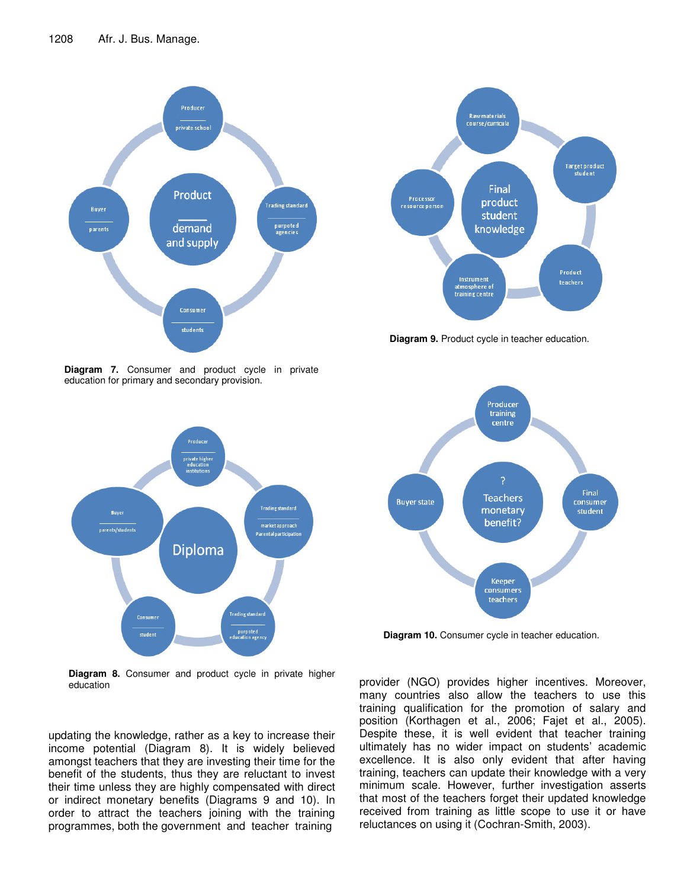**Diagram 7.** Consumer and product cycle in private education for primary and secondary provision.

**Diagram 8.** Consumer and product cycle in private higher education

**Diagram 9.** Product cycle in teacher education.

**Diagram 10.** Consumer cycle in teacher education.

updating the knowledge, rather as a key to increase their income potential (Diagram 8). It is widely believed amongst teachers that they are investing their time for the benefit of the students, thus they are reluctant to invest their time unless they are highly compensated with direct or indirect monetary benefits (Diagrams 9 and 10). In order to attract the teachers joining with the training programmes, both the government and teacher training provider (NGO) provides higher incentives. Moreover, many countries also allow the teachers to use this training qualification for the promotion of salary and position (Korthagen et al., 2006; Fajet et al., 2005). Despite these, it is well evident that teacher training ultimately has no wider impact on students' academic excellence. It is also only evident that after having training, teachers can update their knowledge with a very minimum scale. However, further investigation asserts that most of the teachers forget their updated knowledge received from training as little scope to use it or have reluctances on using it (Cochran-Smith, 2003).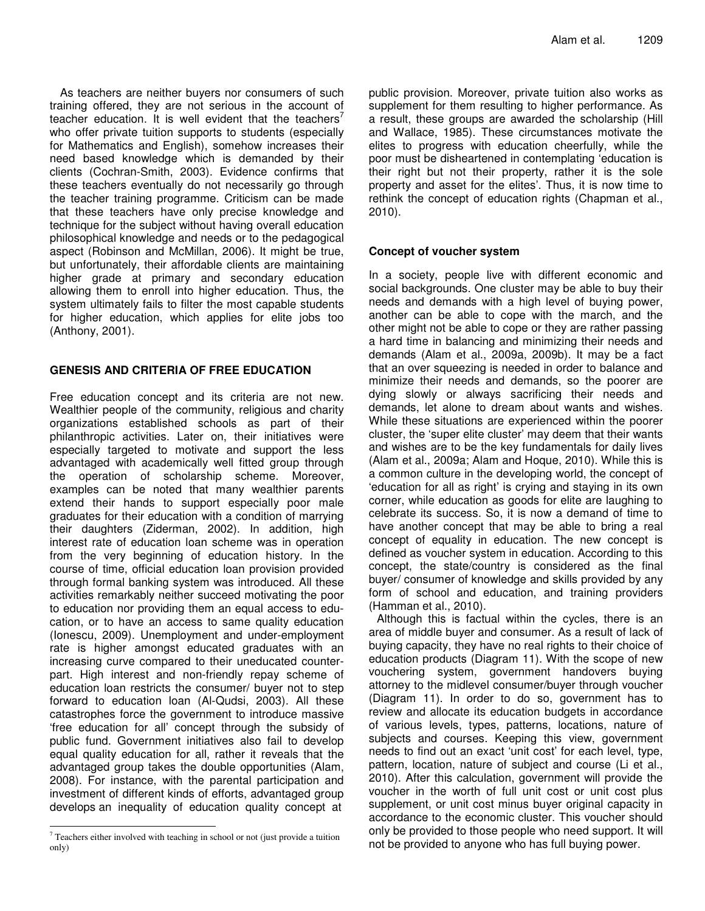As teachers are neither buyers nor consumers of such training offered, they are not serious in the account of teacher education. It is well evident that the teachers[7] who offer private tuition supports to students (especially for Mathematics and English), somehow increases their need based knowledge which is demanded by their clients (Cochran-Smith, 2003). Evidence confirms that these teachers eventually do not necessarily go through the teacher training programme. Criticism can be made that these teachers have only precise knowledge and technique for the subject without having overall education philosophical knowledge and needs or to the pedagogical aspect (Robinson and McMillan, 2006). It might be true, but unfortunately, their affordable clients are maintaining higher grade at primary and secondary education allowing them to enroll into higher education. Thus, the system ultimately fails to filter the most capable students for higher education, which applies for elite jobs too (Anthony, 2001).

## GENESIS AND CRITERIA OF FREE EDUCATION

Free education concept and its criteria are not new. Wealthier people of the community, religious and charity organizations established schools as part of their philanthropic activities. Later on, their initiatives were especially targeted to motivate and support the less advantaged with academically well fitted group through the operation of scholarship scheme. Moreover, examples can be noted that many wealthier parents extend their hands to support especially poor male graduates for their education with a condition of marrying their daughters (Ziderman, 2002). In addition, high interest rate of education loan scheme was in operation from the very beginning of education history. In the course of time, official education loan provision provided through formal banking system was introduced. All these activities remarkably neither succeed motivating the poor to education nor providing them an equal access to education, or to have an access to same quality education (Ionescu, 2009). Unemployment and under-employment rate is higher amongst educated graduates with an increasing curve compared to their uneducated counterpart. High interest and non-friendly repay scheme of education loan restricts the consumer/ buyer not to step forward to education loan (Al-Qudsi, 2003). All these catastrophes force the government to introduce massive 'free education for all' concept through the subsidy of public fund. Government initiatives also fail to develop equal quality education for all, rather it reveals that the advantaged group takes the double opportunities (Alam, 2008). For instance, with the parental participation and investment of different kinds of efforts, advantaged group develops an inequality of education quality concept at public provision. Moreover, private tuition also works as supplement for them resulting to higher performance. As a result, these groups are awarded the scholarship (Hill and Wallace, 1985). These circumstances motivate the elites to progress with education cheerfully, while the poor must be disheartened in contemplating 'education is their right but not their property, rather it is the sole property and asset for the elites'. Thus, it is now time to rethink the concept of education rights (Chapman et al., 2010).

### Concept of voucher system

In a society, people live with different economic and social backgrounds. One cluster may be able to buy their needs and demands with a high level of buying power, another can be able to cope with the march, and the other might not be able to cope or they are rather passing a hard time in balancing and minimizing their needs and demands (Alam et al., 2009a, 2009b). It may be a fact that an over squeezing is needed in order to balance and minimize their needs and demands, so the poorer are dying slowly or always sacrificing their needs and demands, let alone to dream about wants and wishes. While these situations are experienced within the poorer cluster, the 'super elite cluster' may deem that their wants and wishes are to be the key fundamentals for daily lives (Alam et al., 2009a; Alam and Hoque, 2010). While this is a common culture in the developing world, the concept of 'education for all as right' is crying and staying in its own corner, while education as goods for elite are laughing to celebrate its success. So, it is now a demand of time to have another concept that may be able to bring a real concept of equality in education. The new concept is defined as voucher system in education. According to this concept, the state/country is considered as the final buyer/ consumer of knowledge and skills provided by any form of school and education, and training providers (Hamman et al., 2010).

Although this is factual within the cycles, there is an area of middle buyer and consumer. As a result of lack of buying capacity, they have no real rights to their choice of education products (Diagram 11). With the scope of new vouchering system, government handovers buying attorney to the midlevel consumer/buyer through voucher (Diagram 11). In order to do so, government has to review and allocate its education budgets in accordance of various levels, types, patterns, locations, nature of subjects and courses. Keeping this view, government needs to find out an exact 'unit cost' for each level, type, pattern, location, nature of subject and course (Li et al., 2010). After this calculation, government will provide the voucher in the worth of full unit cost or unit cost plus supplement, or unit cost minus buyer original capacity in accordance to the economic cluster. This voucher should only be provided to those people who need support. It will not be provided to anyone who has full buying power.

[7] Teachers either involved with teaching in school or not (just provide a tuition only)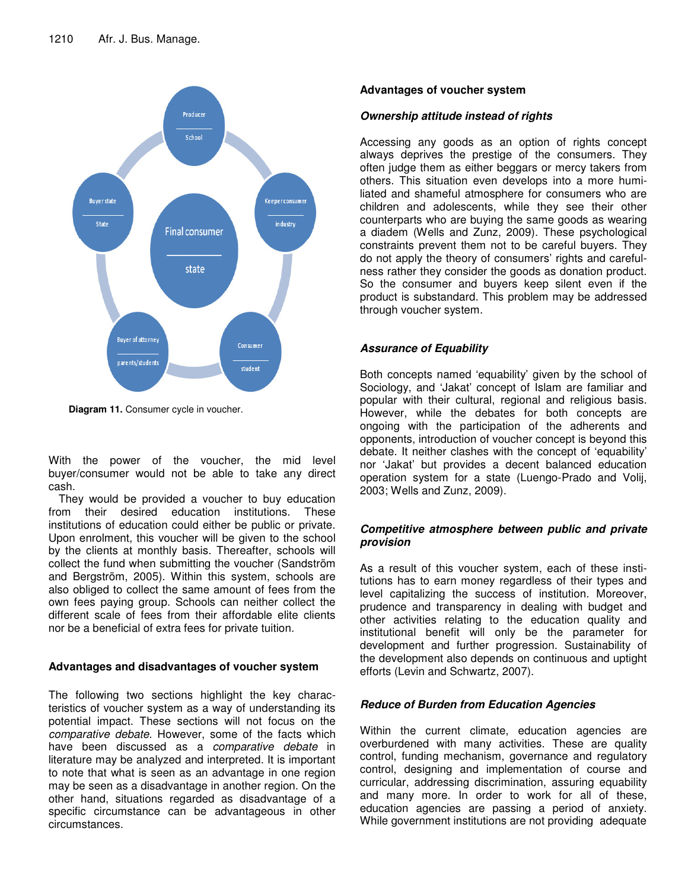Diagram 11. Consumer cycle in voucher.

With the power of the voucher, the mid level buyer/consumer would not be able to take any direct cash.

They would be provided a voucher to buy education from their desired education institutions. These institutions of education could either be public or private. Upon enrolment, this voucher will be given to the school by the clients at monthly basis. Thereafter, schools will collect the fund when submitting the voucher (Sandström and Bergström, 2005). Within this system, schools are also obliged to collect the same amount of fees from the own fees paying group. Schools can neither collect the different scale of fees from their affordable elite clients nor be a beneficial of extra fees for private tuition.

## Advantages and disadvantages of voucher system

The following two sections highlight the key characteristics of voucher system as a way of understanding its potential impact. These sections will not focus on the *comparative debate*. However, some of the facts which have been discussed as a *comparative debate* in literature may be analyzed and interpreted. It is important to note that what is seen as an advantage in one region may be seen as a disadvantage in another region. On the other hand, situations regarded as disadvantage of a specific circumstance can be advantageous in other circumstances.

## Advantages of voucher system

### *Ownership attitude instead of rights*

Accessing any goods as an option of rights concept always deprives the prestige of the consumers. They often judge them as either beggars or mercy takers from others. This situation even develops into a more humiliated and shameful atmosphere for consumers who are children and adolescents, while they see their other counterparts who are buying the same goods as wearing a diadem (Wells and Zunz, 2009). These psychological constraints prevent them not to be careful buyers. They do not apply the theory of consumers' rights and carefulness rather they consider the goods as donation product. So the consumer and buyers keep silent even if the product is substandard. This problem may be addressed through voucher system.

### *Assurance of Equability*

Both concepts named 'equability' given by the school of Sociology, and 'Jakat' concept of Islam are familiar and popular with their cultural, regional and religious basis. However, while the debates for both concepts are ongoing with the participation of the adherents and opponents, introduction of voucher concept is beyond this debate. It neither clashes with the concept of 'equability' nor 'Jakat' but provides a decent balanced education operation system for a state (Luengo-Prado and Volij, 2003; Wells and Zunz, 2009).

### *Competitive atmosphere between public and private provision*

As a result of this voucher system, each of these institutions has to earn money regardless of their types and level capitalizing the success of institution. Moreover, prudence and transparency in dealing with budget and other activities relating to the education quality and institutional benefit will only be the parameter for development and further progression. Sustainability of the development also depends on continuous and uptight efforts (Levin and Schwartz, 2007).

### *Reduce of Burden from Education Agencies*

Within the current climate, education agencies are overburdened with many activities. These are quality control, funding mechanism, governance and regulatory control, designing and implementation of course and curricular, addressing discrimination, assuring equability and many more. In order to work for all of these, education agencies are passing a period of anxiety. While government institutions are not providing adequate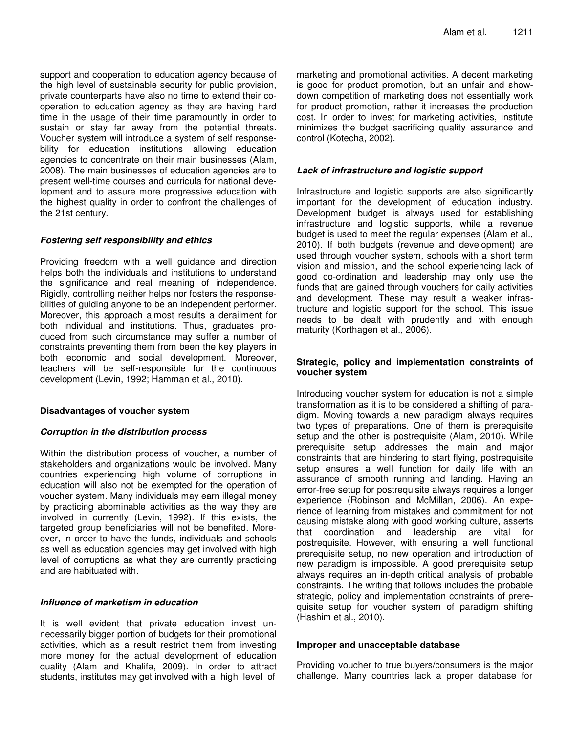support and cooperation to education agency because of the high level of sustainable security for public provision, private counterparts have also no time to extend their co-operation to education agency as they are having hard time in the usage of their time paramountly in order to sustain or stay far away from the potential threats. Voucher system will introduce a system of self responsebility for education institutions allowing education agencies to concentrate on their main businesses (Alam, 2008). The main businesses of education agencies are to present well-time courses and curricula for national development and to assure more progressive education with the highest quality in order to confront the challenges of the 21st century.

### *Fostering self responsibility and ethics*

Providing freedom with a well guidance and direction helps both the individuals and institutions to understand the significance and real meaning of independence. Rigidly, controlling neither helps nor fosters the responsebilities of guiding anyone to be an independent performer. Moreover, this approach almost results a derailment for both individual and institutions. Thus, graduates produced from such circumstance may suffer a number of constraints preventing them from been the key players in both economic and social development. Moreover, teachers will be self-responsible for the continuous development (Levin, 1992; Hamman et al., 2010).

## Disadvantages of voucher system

### *Corruption in the distribution process*

Within the distribution process of voucher, a number of stakeholders and organizations would be involved. Many countries experiencing high volume of corruptions in education will also not be exempted for the operation of voucher system. Many individuals may earn illegal money by practicing abominable activities as the way they are involved in currently (Levin, 1992). If this exists, the targeted group beneficiaries will not be benefited. Moreover, in order to have the funds, individuals and schools as well as education agencies may get involved with high level of corruptions as what they are currently practicing and are habituated with.

### *Influence of marketism in education*

It is well evident that private education invest unnecessarily bigger portion of budgets for their promotional activities, which as a result restrict them from investing more money for the actual development of education quality (Alam and Khalifa, 2009). In order to attract students, institutes may get involved with a high level of marketing and promotional activities. A decent marketing is good for product promotion, but an unfair and show-down competition of marketing does not essentially work for product promotion, rather it increases the production cost. In order to invest for marketing activities, institute minimizes the budget sacrificing quality assurance and control (Kotecha, 2002).

### *Lack of infrastructure and logistic support*

Infrastructure and logistic supports are also significantly important for the development of education industry. Development budget is always used for establishing infrastructure and logistic supports, while a revenue budget is used to meet the regular expenses (Alam et al., 2010). If both budgets (revenue and development) are used through voucher system, schools with a short term vision and mission, and the school experiencing lack of good co-ordination and leadership may only use the funds that are gained through vouchers for daily activities and development. These may result a weaker infrastructure and logistic support for the school. This issue needs to be dealt with prudently and with enough maturity (Korthagen et al., 2006).

## Strategic, policy and implementation constraints of voucher system

Introducing voucher system for education is not a simple transformation as it is to be considered a shifting of paradigm. Moving towards a new paradigm always requires two types of preparations. One of them is prerequisite setup and the other is postrequisite (Alam, 2010). While prerequisite setup addresses the main and major constraints that are hindering to start flying, postrequisite setup ensures a well function for daily life with an assurance of smooth running and landing. Having an error-free setup for postrequisite always requires a longer experience (Robinson and McMillan, 2006). An experience of learning from mistakes and commitment for not causing mistake along with good working culture, asserts that coordination and leadership are vital for postrequisite. However, with ensuring a well functional prerequisite setup, no new operation and introduction of new paradigm is impossible. A good prerequisite setup always requires an in-depth critical analysis of probable constraints. The writing that follows includes the probable strategic, policy and implementation constraints of prerequisite setup for voucher system of paradigm shifting (Hashim et al., 2010).

### Improper and unacceptable database

Providing voucher to true buyers/consumers is the major challenge. Many countries lack a proper database for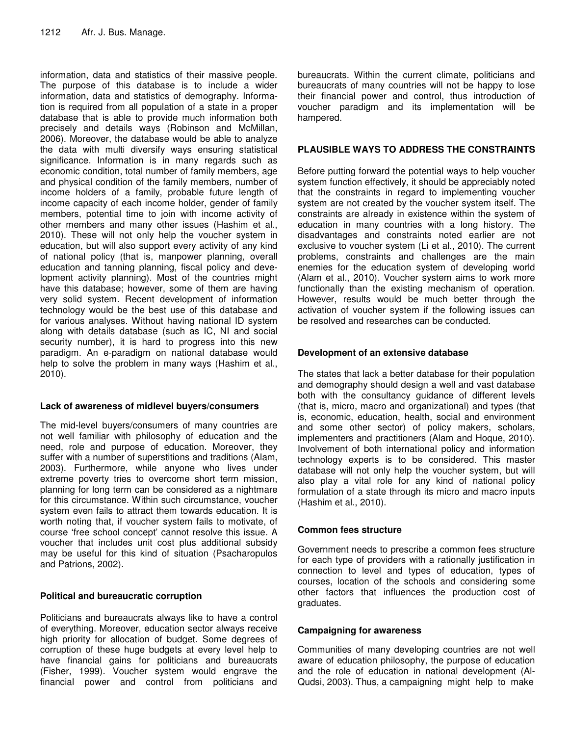information, data and statistics of their massive people. The purpose of this database is to include a wider information, data and statistics of demography. Information is required from all population of a state in a proper database that is able to provide much information both precisely and details ways (Robinson and McMillan, 2006). Moreover, the database would be able to analyze the data with multi diversify ways ensuring statistical significance. Information is in many regards such as economic condition, total number of family members, age and physical condition of the family members, number of income holders of a family, probable future length of income capacity of each income holder, gender of family members, potential time to join with income activity of other members and many other issues (Hashim et al., 2010). These will not only help the voucher system in education, but will also support every activity of any kind of national policy (that is, manpower planning, overall education and tanning planning, fiscal policy and development activity planning). Most of the countries might have this database; however, some of them are having very solid system. Recent development of information technology would be the best use of this database and for various analyses. Without having national ID system along with details database (such as IC, NI and social security number), it is hard to progress into this new paradigm. An e-paradigm on national database would help to solve the problem in many ways (Hashim et al., 2010).

### Lack of awareness of midlevel buyers/consumers

The mid-level buyers/consumers of many countries are not well familiar with philosophy of education and the need, role and purpose of education. Moreover, they suffer with a number of superstitions and traditions (Alam, 2003). Furthermore, while anyone who lives under extreme poverty tries to overcome short term mission, planning for long term can be considered as a nightmare for this circumstance. Within such circumstance, voucher system even fails to attract them towards education. It is worth noting that, if voucher system fails to motivate, of course 'free school concept' cannot resolve this issue. A voucher that includes unit cost plus additional subsidy may be useful for this kind of situation (Psacharopulos and Patrions, 2002).

### Political and bureaucratic corruption

Politicians and bureaucrats always like to have a control of everything. Moreover, education sector always receive high priority for allocation of budget. Some degrees of corruption of these huge budgets at every level help to have financial gains for politicians and bureaucrats (Fisher, 1999). Voucher system would engrave the financial power and control from politicians and bureaucrats. Within the current climate, politicians and bureaucrats of many countries will not be happy to lose their financial power and control, thus introduction of voucher paradigm and its implementation will be hampered.

## PLAUSIBLE WAYS TO ADDRESS THE CONSTRAINTS

Before putting forward the potential ways to help voucher system function effectively, it should be appreciably noted that the constraints in regard to implementing voucher system are not created by the voucher system itself. The constraints are already in existence within the system of education in many countries with a long history. The disadvantages and constraints noted earlier are not exclusive to voucher system (Li et al., 2010). The current problems, constraints and challenges are the main enemies for the education system of developing world (Alam et al., 2010). Voucher system aims to work more functionally than the existing mechanism of operation. However, results would be much better through the activation of voucher system if the following issues can be resolved and researches can be conducted.

### Development of an extensive database

The states that lack a better database for their population and demography should design a well and vast database both with the consultancy guidance of different levels (that is, micro, macro and organizational) and types (that is, economic, education, health, social and environment and some other sector) of policy makers, scholars, implementers and practitioners (Alam and Hoque, 2010). Involvement of both international policy and information technology experts is to be considered. This master database will not only help the voucher system, but will also play a vital role for any kind of national policy formulation of a state through its micro and macro inputs (Hashim et al., 2010).

### Common fees structure

Government needs to prescribe a common fees structure for each type of providers with a rationally justification in connection to level and types of education, types of courses, location of the schools and considering some other factors that influences the production cost of graduates.

### Campaigning for awareness

Communities of many developing countries are not well aware of education philosophy, the purpose of education and the role of education in national development (Al-Qudsi, 2003). Thus, a campaigning might help to make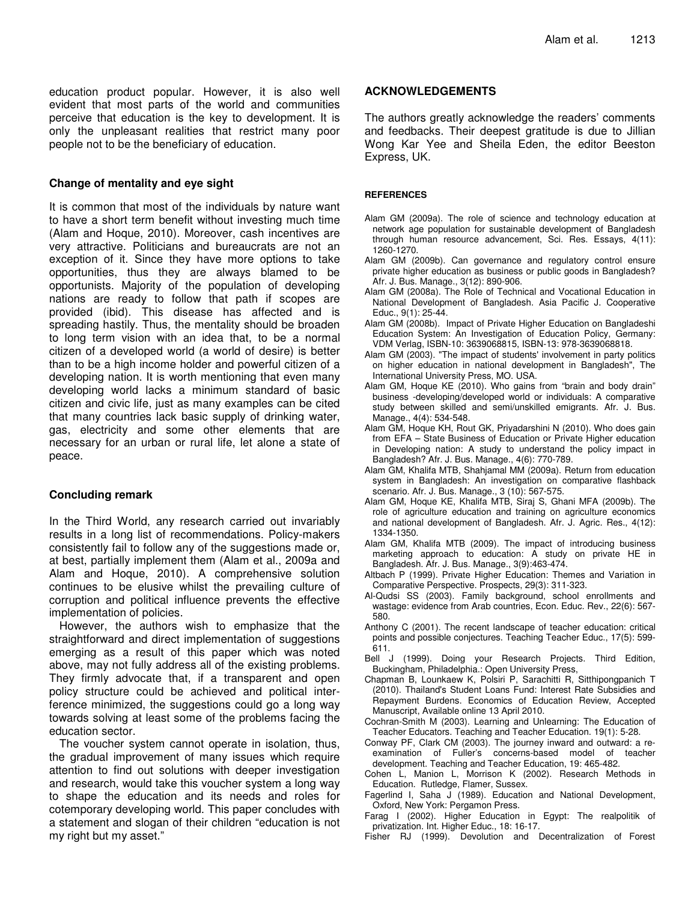education product popular. However, it is also well evident that most parts of the world and communities perceive that education is the key to development. It is only the unpleasant realities that restrict many poor people not to be the beneficiary of education.

### Change of mentality and eye sight

It is common that most of the individuals by nature want to have a short term benefit without investing much time (Alam and Hoque, 2010). Moreover, cash incentives are very attractive. Politicians and bureaucrats are not an exception of it. Since they have more options to take opportunities, thus they are always blamed to be opportunists. Majority of the population of developing nations are ready to follow that path if scopes are provided (ibid). This disease has affected and is spreading hastily. Thus, the mentality should be broaden to long term vision with an idea that, to be a normal citizen of a developed world (a world of desire) is better than to be a high income holder and powerful citizen of a developing nation. It is worth mentioning that even many developing world lacks a minimum standard of basic citizen and civic life, just as many examples can be cited that many countries lack basic supply of drinking water, gas, electricity and some other elements that are necessary for an urban or rural life, let alone a state of peace.

### Concluding remark

In the Third World, any research carried out invariably results in a long list of recommendations. Policy-makers consistently fail to follow any of the suggestions made or, at best, partially implement them (Alam et al., 2009a and Alam and Hoque, 2010). A comprehensive solution continues to be elusive whilst the prevailing culture of corruption and political influence prevents the effective implementation of policies.

However, the authors wish to emphasize that the straightforward and direct implementation of suggestions emerging as a result of this paper which was noted above, may not fully address all of the existing problems. They firmly advocate that, if a transparent and open policy structure could be achieved and political interference minimized, the suggestions could go a long way towards solving at least some of the problems facing the education sector.

The voucher system cannot operate in isolation, thus, the gradual improvement of many issues which require attention to find out solutions with deeper investigation and research, would take this voucher system a long way to shape the education and its needs and roles for cotemporary developing world. This paper concludes with a statement and slogan of their children "education is not my right but my asset."

### ACKNOWLEDGEMENTS

The authors greatly acknowledge the readers' comments and feedbacks. Their deepest gratitude is due to Jillian Wong Kar Yee and Sheila Eden, the editor Beeston Express, UK.

### REFERENCES

Alam GM (2009a). The role of science and technology education at network age population for sustainable development of Bangladesh through human resource advancement, Sci. Res. Essays, 4(11): 1260-1270.

Alam GM (2009b). Can governance and regulatory control ensure private higher education as business or public goods in Bangladesh? Afr. J. Bus. Manage., 3(12): 890-906.

Alam GM (2008a). The Role of Technical and Vocational Education in National Development of Bangladesh. Asia Pacific J. Cooperative Educ., 9(1): 25-44.

Alam GM (2008b). Impact of Private Higher Education on Bangladeshi Education System: An Investigation of Education Policy, Germany: VDM Verlag, ISBN-10: 3639068815, ISBN-13: 978-3639068818.

Alam GM (2003). "The impact of students' involvement in party politics on higher education in national development in Bangladesh", The International University Press, MO. USA.

Alam GM, Hoque KE (2010). Who gains from "brain and body drain" business -developing/developed world or individuals: A comparative study between skilled and semi/unskilled emigrants. Afr. J. Bus. Manage., 4(4): 534-548.

Alam GM, Hoque KH, Rout GK, Priyadarshini N (2010). Who does gain from EFA – State Business of Education or Private Higher education in Developing nation: A study to understand the policy impact in Bangladesh? Afr. J. Bus. Manage., 4(6): 770-789.

Alam GM, Khalifa MTB, Shahjamal MM (2009a). Return from education system in Bangladesh: An investigation on comparative flashback scenario. Afr. J. Bus. Manage., 3 (10): 567-575.

Alam GM, Hoque KE, Khalifa MTB, Siraj S, Ghani MFA (2009b). The role of agriculture education and training on agriculture economics and national development of Bangladesh. Afr. J. Agric. Res., 4(12): 1334-1350.

Alam GM, Khalifa MTB (2009). The impact of introducing business marketing approach to education: A study on private HE in Bangladesh. Afr. J. Bus. Manage., 3(9):463-474.

Altbach P (1999). Private Higher Education: Themes and Variation in Comparative Perspective. Prospects, 29(3): 311-323.

Al-Qudsi SS (2003). Family background, school enrollments and wastage: evidence from Arab countries, Econ. Educ. Rev., 22(6): 567-580.

Anthony C (2001). The recent landscape of teacher education: critical points and possible conjectures. Teaching Teacher Educ., 17(5): 599-611.

Bell J (1999). Doing your Research Projects. Third Edition, Buckingham, Philadelphia.: Open University Press,

Chapman B, Lounkaew K, Polsiri P, Sarachitti R, Sitthipongpanich T (2010). Thailand's Student Loans Fund: Interest Rate Subsidies and Repayment Burdens. Economics of Education Review, Accepted Manuscript, Available online 13 April 2010.

Cochran-Smith M (2003). Learning and Unlearning: The Education of Teacher Educators. Teaching and Teacher Education. 19(1): 5-28.

Conway PF, Clark CM (2003). The journey inward and outward: a re-examination of Fuller's concerns-based model of teacher development. Teaching and Teacher Education, 19: 465-482.

Cohen L, Manion L, Morrison K (2002). Research Methods in Education. Rutledge, Flamer, Sussex.

Fagerlind I, Saha J (1989). Education and National Development, Oxford, New York: Pergamon Press.

Farag I (2002). Higher Education in Egypt: The realpolitik of privatization. Int. Higher Educ., 18: 16-17.

Fisher RJ (1999). Devolution and Decentralization of Forest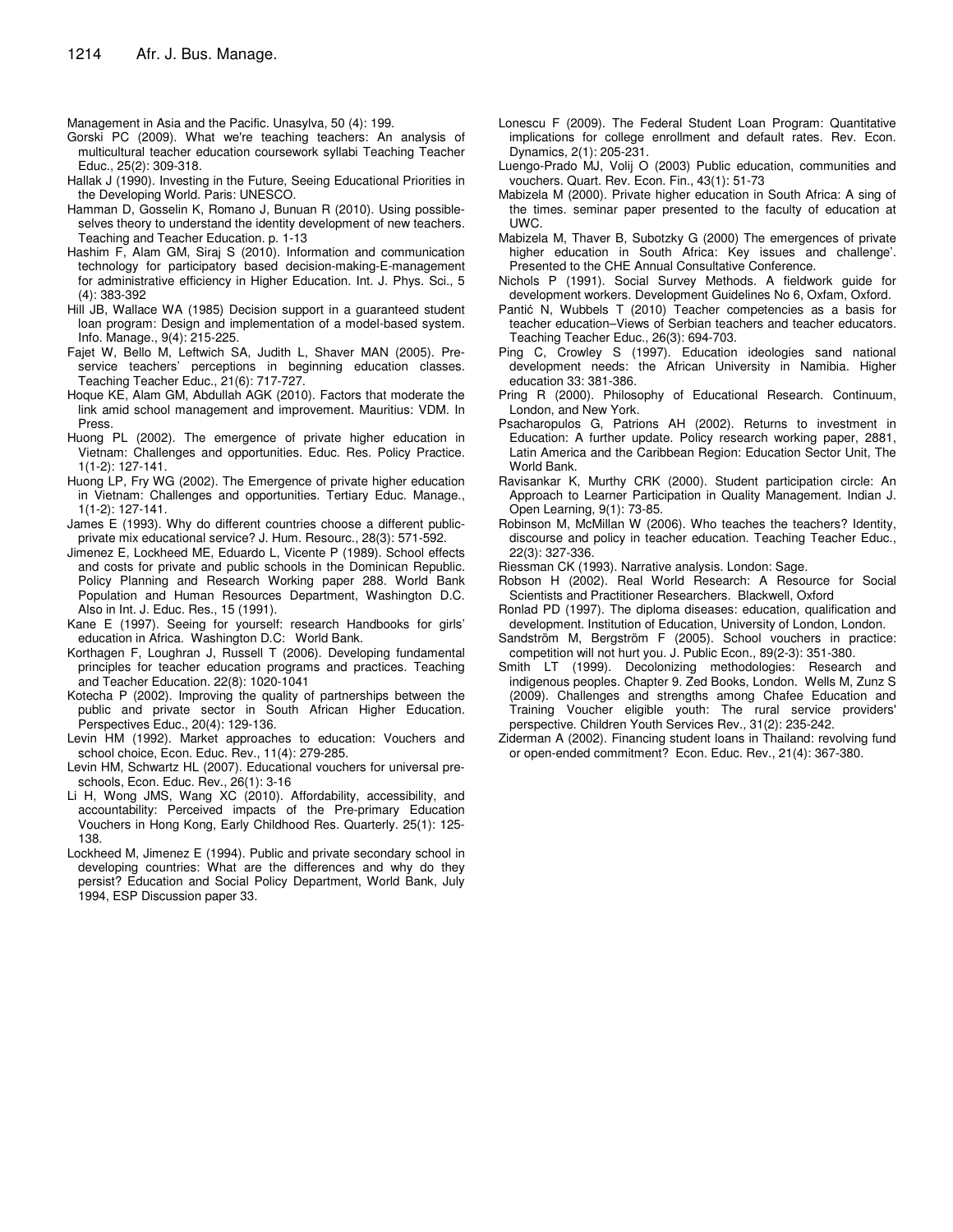Management in Asia and the Pacific. Unasylva, 50 (4): 199.

Gorski PC (2009). What we're teaching teachers: An analysis of multicultural teacher education coursework syllabi Teaching Teacher Educ., 25(2): 309-318.

Hallak J (1990). Investing in the Future, Seeing Educational Priorities in the Developing World. Paris: UNESCO.

Hamman D, Gosselin K, Romano J, Bunuan R (2010). Using possible-selves theory to understand the identity development of new teachers. Teaching and Teacher Education. p. 1-13

Hashim F, Alam GM, Siraj S (2010). Information and communication technology for participatory based decision-making-E-management for administrative efficiency in Higher Education. Int. J. Phys. Sci., 5 (4): 383-392

Hill JB, Wallace WA (1985) Decision support in a guaranteed student loan program: Design and implementation of a model-based system. Info. Manage., 9(4): 215-225.

Fajet W, Bello M, Leftwich SA, Judith L, Shaver MAN (2005). Pre-service teachers' perceptions in beginning education classes. Teaching Teacher Educ., 21(6): 717-727.

Hoque KE, Alam GM, Abdullah AGK (2010). Factors that moderate the link amid school management and improvement. Mauritius: VDM. In Press.

Huong PL (2002). The emergence of private higher education in Vietnam: Challenges and opportunities. Educ. Res. Policy Practice. 1(1-2): 127-141.

Huong LP, Fry WG (2002). The Emergence of private higher education in Vietnam: Challenges and opportunities. Tertiary Educ. Manage., 1(1-2): 127-141.

James E (1993). Why do different countries choose a different public-private mix educational service? J. Hum. Resourc., 28(3): 571-592.

Jimenez E, Lockheed ME, Eduardo L, Vicente P (1989). School effects and costs for private and public schools in the Dominican Republic. Policy Planning and Research Working paper 288. World Bank Population and Human Resources Department, Washington D.C. Also in Int. J. Educ. Res., 15 (1991).

Kane E (1997). Seeing for yourself: research Handbooks for girls' education in Africa. Washington D.C: World Bank.

Korthagen F, Loughran J, Russell T (2006). Developing fundamental principles for teacher education programs and practices. Teaching and Teacher Education. 22(8): 1020-1041

Kotecha P (2002). Improving the quality of partnerships between the public and private sector in South African Higher Education. Perspectives Educ., 20(4): 129-136.

Levin HM (1992). Market approaches to education: Vouchers and school choice, Econ. Educ. Rev., 11(4): 279-285.

Levin HM, Schwartz HL (2007). Educational vouchers for universal pre-schools, Econ. Educ. Rev., 26(1): 3-16

Li H, Wong JMS, Wang XC (2010). Affordability, accessibility, and accountability: Perceived impacts of the Pre-primary Education Vouchers in Hong Kong, Early Childhood Res. Quarterly. 25(1): 125-138.

Lockheed M, Jimenez E (1994). Public and private secondary school in developing countries: What are the differences and why do they persist? Education and Social Policy Department, World Bank, July 1994, ESP Discussion paper 33.

Lonescu F (2009). The Federal Student Loan Program: Quantitative implications for college enrollment and default rates. Rev. Econ. Dynamics, 2(1): 205-231.

Luengo-Prado MJ, Volij O (2003) Public education, communities and vouchers. Quart. Rev. Econ. Fin., 43(1): 51-73

Mabizela M (2000). Private higher education in South Africa: A sing of the times. seminar paper presented to the faculty of education at UWC.

Mabizela M, Thaver B, Subotzky G (2000) The emergences of private higher education in South Africa: Key issues and challenge'. Presented to the CHE Annual Consultative Conference.

Nichols P (1991). Social Survey Methods. A fieldwork guide for development workers. Development Guidelines No 6, Oxfam, Oxford.

Pantić N, Wubbels T (2010) Teacher competencies as a basis for teacher education–Views of Serbian teachers and teacher educators. Teaching Teacher Educ., 26(3): 694-703.

Ping C, Crowley S (1997). Education ideologies sand national development needs: the African University in Namibia. Higher education 33: 381-386.

Pring R (2000). Philosophy of Educational Research. Continuum, London, and New York.

Psacharopulos G, Patrions AH (2002). Returns to investment in Education: A further update. Policy research working paper, 2881, Latin America and the Caribbean Region: Education Sector Unit, The World Bank.

Ravisankar K, Murthy CRK (2000). Student participation circle: An Approach to Learner Participation in Quality Management. Indian J. Open Learning, 9(1): 73-85.

Robinson M, McMillan W (2006). Who teaches the teachers? Identity, discourse and policy in teacher education. Teaching Teacher Educ., 22(3): 327-336.

Riessman CK (1993). Narrative analysis. London: Sage.

Robson H (2002). Real World Research: A Resource for Social Scientists and Practitioner Researchers. Blackwell, Oxford

Ronlad PD (1997). The diploma diseases: education, qualification and development. Institution of Education, University of London, London.

Sandström M, Bergström F (2005). School vouchers in practice: competition will not hurt you. J. Public Econ., 89(2-3): 351-380.

Smith LT (1999). Decolonizing methodologies: Research and indigenous peoples. Chapter 9. Zed Books, London. Wells M, Zunz S (2009). Challenges and strengths among Chafee Education and Training Voucher eligible youth: The rural service providers' perspective. Children Youth Services Rev., 31(2): 235-242.

Ziderman A (2002). Financing student loans in Thailand: revolving fund or open-ended commitment? Econ. Educ. Rev., 21(4): 367-380.